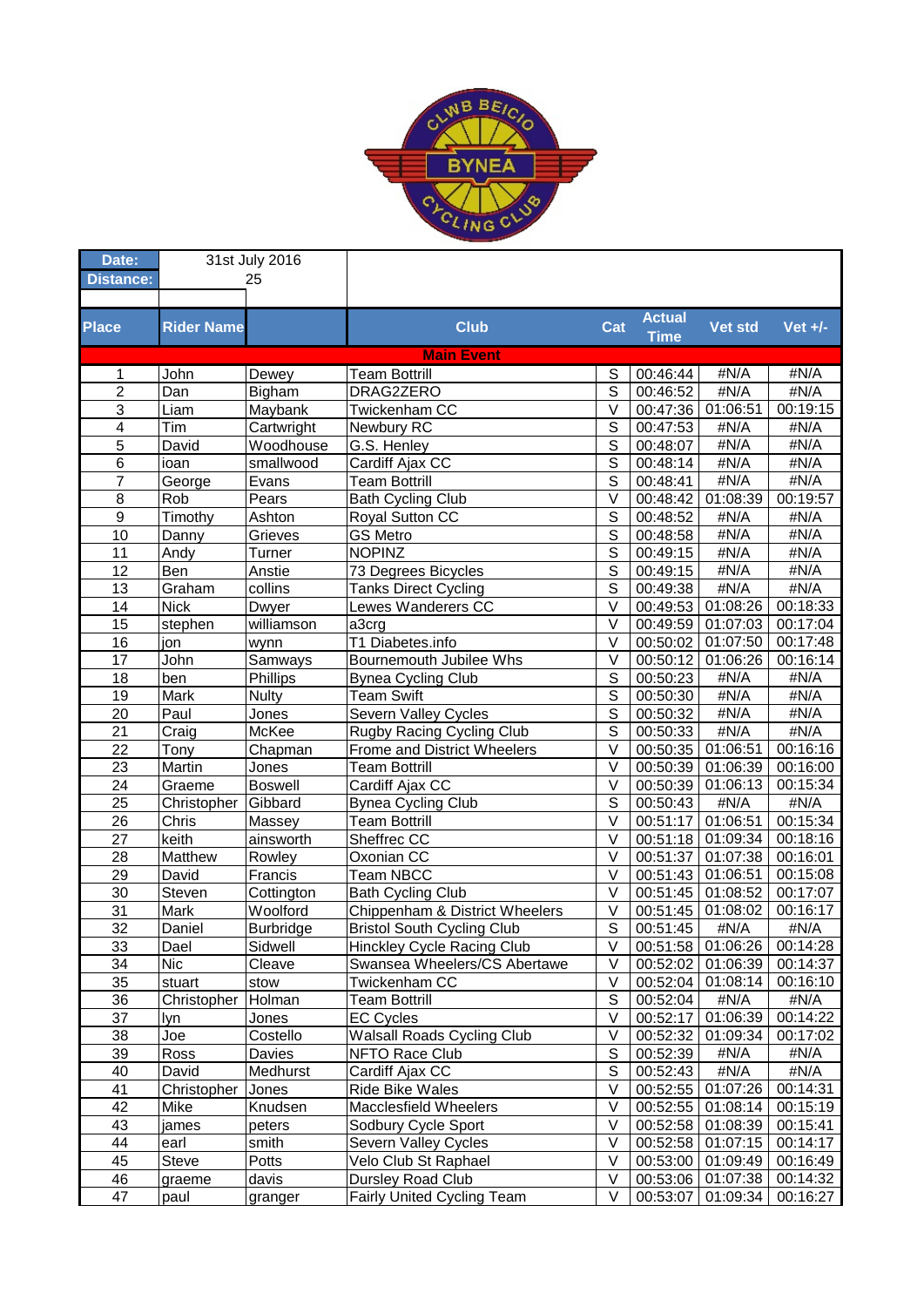| Date: | 31st July 2016 | | | | | | |
|---|---|---|---|---|---|---|---|
| Distance: | 25 | | | | | | |

| Place | Rider Name | | Club | Cat | Actual Time | Vet std | Vet +/- |
|---|---|---|---|---|---|---|---|
| **Main Event** | | | | | | | |
| 1 | John | Dewey | Team Bottrill | S | 00:46:44 | #N/A | #N/A |
| 2 | Dan | Bigham | DRAG2ZERO | S | 00:46:52 | #N/A | #N/A |
| 3 | Liam | Maybank | Twickenham CC | V | 00:47:36 | 01:06:51 | 00:19:15 |
| 4 | Tim | Cartwright | Newbury RC | S | 00:47:53 | #N/A | #N/A |
| 5 | David | Woodhouse | G.S. Henley | S | 00:48:07 | #N/A | #N/A |
| 6 | ioan | smallwood | Cardiff Ajax CC | S | 00:48:14 | #N/A | #N/A |
| 7 | George | Evans | Team Bottrill | S | 00:48:41 | #N/A | #N/A |
| 8 | Rob | Pears | Bath Cycling Club | V | 00:48:42 | 01:08:39 | 00:19:57 |
| 9 | Timothy | Ashton | Royal Sutton CC | S | 00:48:52 | #N/A | #N/A |
| 10 | Danny | Grieves | GS Metro | S | 00:48:58 | #N/A | #N/A |
| 11 | Andy | Turner | NOPINZ | S | 00:49:15 | #N/A | #N/A |
| 12 | Ben | Anstie | 73 Degrees Bicycles | S | 00:49:15 | #N/A | #N/A |
| 13 | Graham | collins | Tanks Direct Cycling | S | 00:49:38 | #N/A | #N/A |
| 14 | Nick | Dwyer | Lewes Wanderers CC | V | 00:49:53 | 01:08:26 | 00:18:33 |
| 15 | stephen | williamson | a3crg | V | 00:49:59 | 01:07:03 | 00:17:04 |
| 16 | jon | wynn | T1 Diabetes.info | V | 00:50:02 | 01:07:50 | 00:17:48 |
| 17 | John | Samways | Bournemouth Jubilee Whs | V | 00:50:12 | 01:06:26 | 00:16:14 |
| 18 | ben | Phillips | Bynea Cycling Club | S | 00:50:23 | #N/A | #N/A |
| 19 | Mark | Nulty | Team Swift | S | 00:50:30 | #N/A | #N/A |
| 20 | Paul | Jones | Severn Valley Cycles | S | 00:50:32 | #N/A | #N/A |
| 21 | Craig | McKee | Rugby Racing Cycling Club | S | 00:50:33 | #N/A | #N/A |
| 22 | Tony | Chapman | Frome and District Wheelers | V | 00:50:35 | 01:06:51 | 00:16:16 |
| 23 | Martin | Jones | Team Bottrill | V | 00:50:39 | 01:06:39 | 00:16:00 |
| 24 | Graeme | Boswell | Cardiff Ajax CC | V | 00:50:39 | 01:06:13 | 00:15:34 |
| 25 | Christopher | Gibbard | Bynea Cycling Club | S | 00:50:43 | #N/A | #N/A |
| 26 | Chris | Massey | Team Bottrill | V | 00:51:17 | 01:06:51 | 00:15:34 |
| 27 | keith | ainsworth | Sheffrec CC | V | 00:51:18 | 01:09:34 | 00:18:16 |
| 28 | Matthew | Rowley | Oxonian CC | V | 00:51:37 | 01:07:38 | 00:16:01 |
| 29 | David | Francis | Team NBCC | V | 00:51:43 | 01:06:51 | 00:15:08 |
| 30 | Steven | Cottington | Bath Cycling Club | V | 00:51:45 | 01:08:52 | 00:17:07 |
| 31 | Mark | Woolford | Chippenham & District Wheelers | V | 00:51:45 | 01:08:02 | 00:16:17 |
| 32 | Daniel | Burbridge | Bristol South Cycling Club | S | 00:51:45 | #N/A | #N/A |
| 33 | Dael | Sidwell | Hinckley Cycle Racing Club | V | 00:51:58 | 01:06:26 | 00:14:28 |
| 34 | Nic | Cleave | Swansea Wheelers/CS Abertawe | V | 00:52:02 | 01:06:39 | 00:14:37 |
| 35 | stuart | stow | Twickenham CC | V | 00:52:04 | 01:08:14 | 00:16:10 |
| 36 | Christopher | Holman | Team Bottrill | S | 00:52:04 | #N/A | #N/A |
| 37 | lyn | Jones | EC Cycles | V | 00:52:17 | 01:06:39 | 00:14:22 |
| 38 | Joe | Costello | Walsall Roads Cycling Club | V | 00:52:32 | 01:09:34 | 00:17:02 |
| 39 | Ross | Davies | NFTO Race Club | S | 00:52:39 | #N/A | #N/A |
| 40 | David | Medhurst | Cardiff Ajax CC | S | 00:52:43 | #N/A | #N/A |
| 41 | Christopher | Jones | Ride Bike Wales | V | 00:52:55 | 01:07:26 | 00:14:31 |
| 42 | Mike | Knudsen | Macclesfield Wheelers | V | 00:52:55 | 01:08:14 | 00:15:19 |
| 43 | james | peters | Sodbury Cycle Sport | V | 00:52:58 | 01:08:39 | 00:15:41 |
| 44 | earl | smith | Severn Valley Cycles | V | 00:52:58 | 01:07:15 | 00:14:17 |
| 45 | Steve | Potts | Velo Club St Raphael | V | 00:53:00 | 01:09:49 | 00:16:49 |
| 46 | graeme | davis | Dursley Road Club | V | 00:53:06 | 01:07:38 | 00:14:32 |
| 47 | paul | granger | Fairly United Cycling Team | V | 00:53:07 | 01:09:34 | 00:16:27 |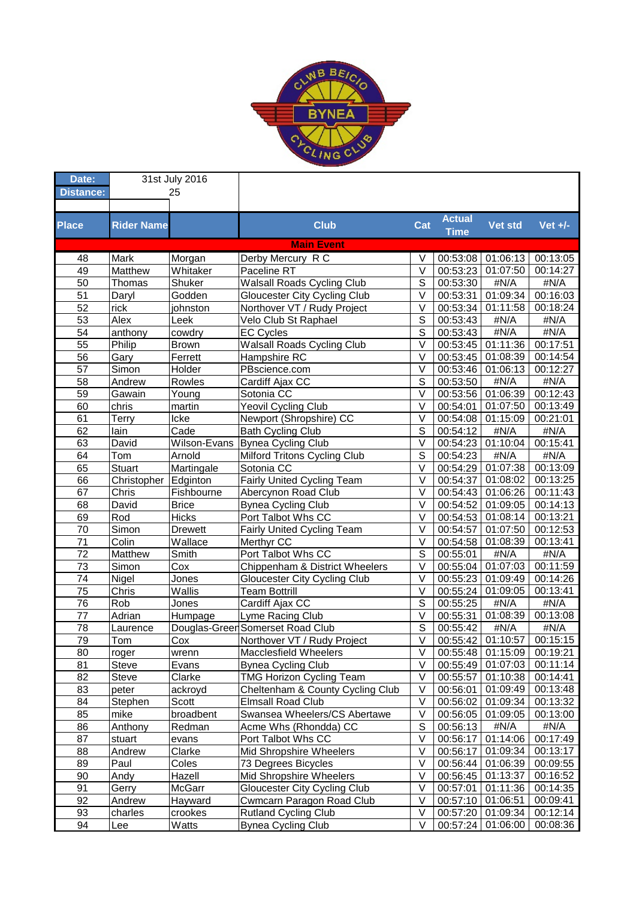| Date: | 31st July 2016 | | | | | | | |
|---|---|---|---|---|---|---|---|---|
| Distance: | 25 | | | | | | | |
| | | | | | | | | |
| Place | Rider Name | | Club | Cat | Actual Time | Vet std | Vet +/- | |
| Main Event | | | | | | | | |
| 48 | Mark | Morgan | Derby Mercury R C | V | 00:53:08 | 01:06:13 | 00:13:05 | |
| 49 | Matthew | Whitaker | Paceline RT | V | 00:53:23 | 01:07:50 | 00:14:27 | |
| 50 | Thomas | Shuker | Walsall Roads Cycling Club | S | 00:53:30 | #N/A | #N/A | |
| 51 | Daryl | Godden | Gloucester City Cycling Club | V | 00:53:31 | 01:09:34 | 00:16:03 | |
| 52 | rick | johnston | Northover VT / Rudy Project | V | 00:53:34 | 01:11:58 | 00:18:24 | |
| 53 | Alex | Leek | Velo Club St Raphael | S | 00:53:43 | #N/A | #N/A | |
| 54 | anthony | cowdry | EC Cycles | S | 00:53:43 | #N/A | #N/A | |
| 55 | Philip | Brown | Walsall Roads Cycling Club | V | 00:53:45 | 01:11:36 | 00:17:51 | |
| 56 | Gary | Ferrett | Hampshire RC | V | 00:53:45 | 01:08:39 | 00:14:54 | |
| 57 | Simon | Holder | PBscience.com | V | 00:53:46 | 01:06:13 | 00:12:27 | |
| 58 | Andrew | Rowles | Cardiff Ajax CC | S | 00:53:50 | #N/A | #N/A | |
| 59 | Gawain | Young | Sotonia CC | V | 00:53:56 | 01:06:39 | 00:12:43 | |
| 60 | chris | martin | Yeovil Cycling Club | V | 00:54:01 | 01:07:50 | 00:13:49 | |
| 61 | Terry | Icke | Newport (Shropshire) CC | V | 00:54:08 | 01:15:09 | 00:21:01 | |
| 62 | Iain | Cade | Bath Cycling Club | S | 00:54:12 | #N/A | #N/A | |
| 63 | David | Wilson-Evans | Bynea Cycling Club | V | 00:54:23 | 01:10:04 | 00:15:41 | |
| 64 | Tom | Arnold | Milford Tritons Cycling Club | S | 00:54:23 | #N/A | #N/A | |
| 65 | Stuart | Martingale | Sotonia CC | V | 00:54:29 | 01:07:38 | 00:13:09 | |
| 66 | Christopher | Edginton | Fairly United Cycling Team | V | 00:54:37 | 01:08:02 | 00:13:25 | |
| 67 | Chris | Fishbourne | Abercynon Road Club | V | 00:54:43 | 01:06:26 | 00:11:43 | |
| 68 | David | Brice | Bynea Cycling Club | V | 00:54:52 | 01:09:05 | 00:14:13 | |
| 69 | Rod | Hicks | Port Talbot Whs CC | V | 00:54:53 | 01:08:14 | 00:13:21 | |
| 70 | Simon | Drewett | Fairly United Cycling Team | V | 00:54:57 | 01:07:50 | 00:12:53 | |
| 71 | Colin | Wallace | Merthyr CC | V | 00:54:58 | 01:08:39 | 00:13:41 | |
| 72 | Matthew | Smith | Port Talbot Whs CC | S | 00:55:01 | #N/A | #N/A | |
| 73 | Simon | Cox | Chippenham & District Wheelers | V | 00:55:04 | 01:07:03 | 00:11:59 | |
| 74 | Nigel | Jones | Gloucester City Cycling Club | V | 00:55:23 | 01:09:49 | 00:14:26 | |
| 75 | Chris | Wallis | Team Bottrill | V | 00:55:24 | 01:09:05 | 00:13:41 | |
| 76 | Rob | Jones | Cardiff Ajax CC | S | 00:55:25 | #N/A | #N/A | |
| 77 | Adrian | Humpage | Lyme Racing Club | V | 00:55:31 | 01:08:39 | 00:13:08 | |
| 78 | Laurence | Douglas-Green | Somerset Road Club | S | 00:55:42 | #N/A | #N/A | |
| 79 | Tom | Cox | Northover VT / Rudy Project | V | 00:55:42 | 01:10:57 | 00:15:15 | |
| 80 | roger | wrenn | Macclesfield Wheelers | V | 00:55:48 | 01:15:09 | 00:19:21 | |
| 81 | Steve | Evans | Bynea Cycling Club | V | 00:55:49 | 01:07:03 | 00:11:14 | |
| 82 | Steve | Clarke | TMG Horizon Cycling Team | V | 00:55:57 | 01:10:38 | 00:14:41 | |
| 83 | peter | ackroyd | Cheltenham & County Cycling Club | V | 00:56:01 | 01:09:49 | 00:13:48 | |
| 84 | Stephen | Scott | Elmsall Road Club | V | 00:56:02 | 01:09:34 | 00:13:32 | |
| 85 | mike | broadbent | Swansea Wheelers/CS Abertawe | V | 00:56:05 | 01:09:05 | 00:13:00 | |
| 86 | Anthony | Redman | Acme Whs (Rhondda) CC | S | 00:56:13 | #N/A | #N/A | |
| 87 | stuart | evans | Port Talbot Whs CC | V | 00:56:17 | 01:14:06 | 00:17:49 | |
| 88 | Andrew | Clarke | Mid Shropshire Wheelers | V | 00:56:17 | 01:09:34 | 00:13:17 | |
| 89 | Paul | Coles | 73 Degrees Bicycles | V | 00:56:44 | 01:06:39 | 00:09:55 | |
| 90 | Andy | Hazell | Mid Shropshire Wheelers | V | 00:56:45 | 01:13:37 | 00:16:52 | |
| 91 | Gerry | McGarr | Gloucester City Cycling Club | V | 00:57:01 | 01:11:36 | 00:14:35 | |
| 92 | Andrew | Hayward | Cwmcarn Paragon Road Club | V | 00:57:10 | 01:06:51 | 00:09:41 | |
| 93 | charles | crookes | Rutland Cycling Club | V | 00:57:20 | 01:09:34 | 00:12:14 | |
| 94 | Lee | Watts | Bynea Cycling Club | V | 00:57:24 | 01:06:00 | 00:08:36 | |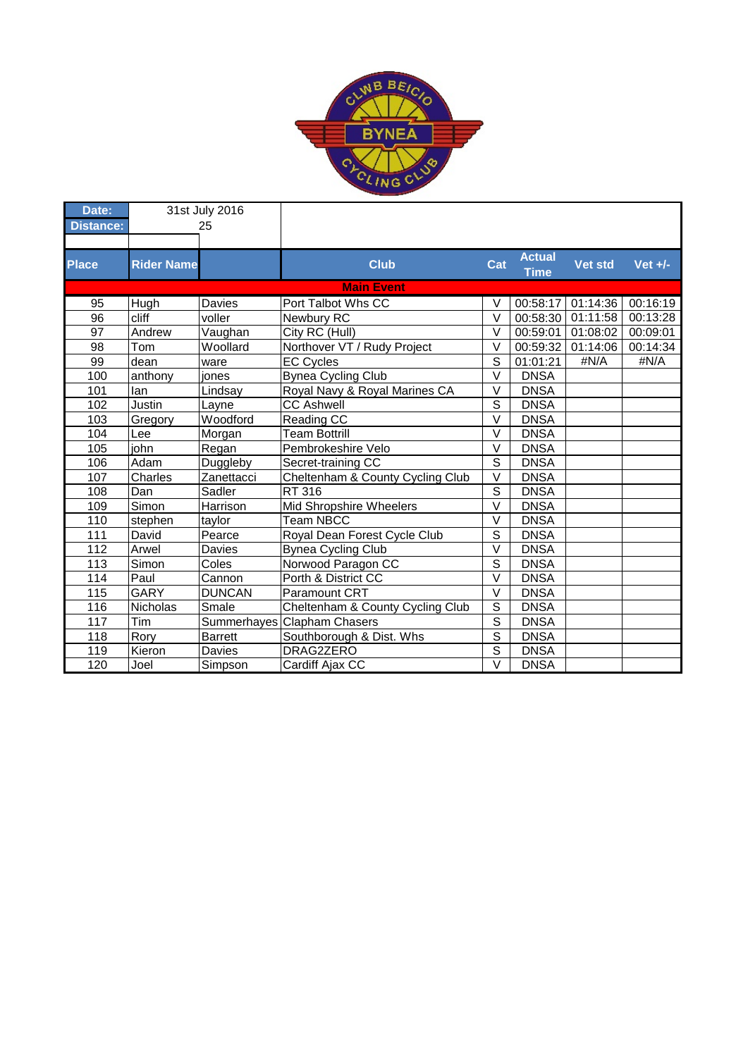| Date: | 31st July 2016 | | | | | | |
|---|---|---|---|---|---|---|---|
| Distance: | 25 | | | | | | |
| **Place** | **Rider Name** | | **Club** | **Cat** | **Actual Time** | **Vet std** | **Vet +/-** |
| | | | **Main Event** | | | | |
| 95 | Hugh | Davies | Port Talbot Whs CC | V | 00:58:17 | 01:14:36 | 00:16:19 |
| 96 | cliff | voller | Newbury RC | V | 00:58:30 | 01:11:58 | 00:13:28 |
| 97 | Andrew | Vaughan | City RC (Hull) | V | 00:59:01 | 01:08:02 | 00:09:01 |
| 98 | Tom | Woollard | Northover VT / Rudy Project | V | 00:59:32 | 01:14:06 | 00:14:34 |
| 99 | dean | ware | EC Cycles | S | 01:01:21 | #N/A | #N/A |
| 100 | anthony | jones | Bynea Cycling Club | V | DNSA | | |
| 101 | Ian | Lindsay | Royal Navy & Royal Marines CA | V | DNSA | | |
| 102 | Justin | Layne | CC Ashwell | S | DNSA | | |
| 103 | Gregory | Woodford | Reading CC | V | DNSA | | |
| 104 | Lee | Morgan | Team Bottrill | V | DNSA | | |
| 105 | john | Regan | Pembrokeshire Velo | V | DNSA | | |
| 106 | Adam | Duggleby | Secret-training CC | S | DNSA | | |
| 107 | Charles | Zanettacci | Cheltenham & County Cycling Club | V | DNSA | | |
| 108 | Dan | Sadler | RT 316 | S | DNSA | | |
| 109 | Simon | Harrison | Mid Shropshire Wheelers | V | DNSA | | |
| 110 | stephen | taylor | Team NBCC | V | DNSA | | |
| 111 | David | Pearce | Royal Dean Forest Cycle Club | S | DNSA | | |
| 112 | Arwel | Davies | Bynea Cycling Club | V | DNSA | | |
| 113 | Simon | Coles | Norwood Paragon CC | S | DNSA | | |
| 114 | Paul | Cannon | Porth & District CC | V | DNSA | | |
| 115 | GARY | DUNCAN | Paramount CRT | V | DNSA | | |
| 116 | Nicholas | Smale | Cheltenham & County Cycling Club | S | DNSA | | |
| 117 | Tim | Summerhayes | Clapham Chasers | S | DNSA | | |
| 118 | Rory | Barrett | Southborough & Dist. Whs | S | DNSA | | |
| 119 | Kieron | Davies | DRAG2ZERO | S | DNSA | | |
| 120 | Joel | Simpson | Cardiff Ajax CC | V | DNSA | | |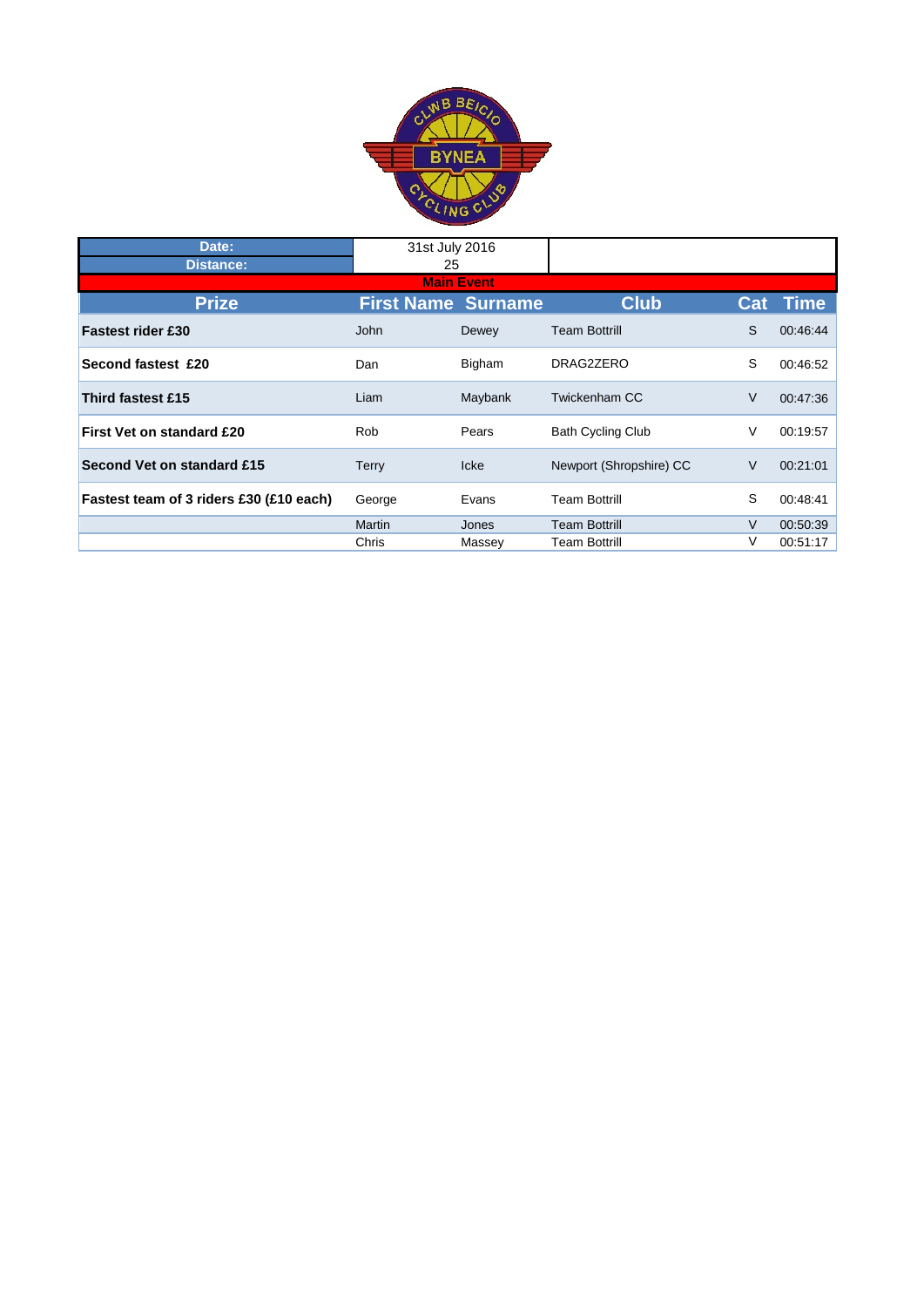| Date: | 31st July 2016 | | | | |
|---|---|---|---|---|---|
| Distance: | 25 | | | | |
| **Main Event** | | | | | |

| Prize | First Name | Surname | Club | Cat | Time |
|---|---|---|---|---|---|
| **Fastest rider £30** | John | Dewey | Team Bottrill | S | 00:46:44 |
| **Second fastest £20** | Dan | Bigham | DRAG2ZERO | S | 00:46:52 |
| **Third fastest £15** | Liam | Maybank | Twickenham CC | V | 00:47:36 |
| **First Vet on standard £20** | Rob | Pears | Bath Cycling Club | V | 00:19:57 |
| **Second Vet on standard £15** | Terry | Icke | Newport (Shropshire) CC | V | 00:21:01 |
| **Fastest team of 3 riders £30 (£10 each)** | George | Evans | Team Bottrill | S | 00:48:41 |
| | Martin | Jones | Team Bottrill | V | 00:50:39 |
| | Chris | Massey | Team Bottrill | V | 00:51:17 |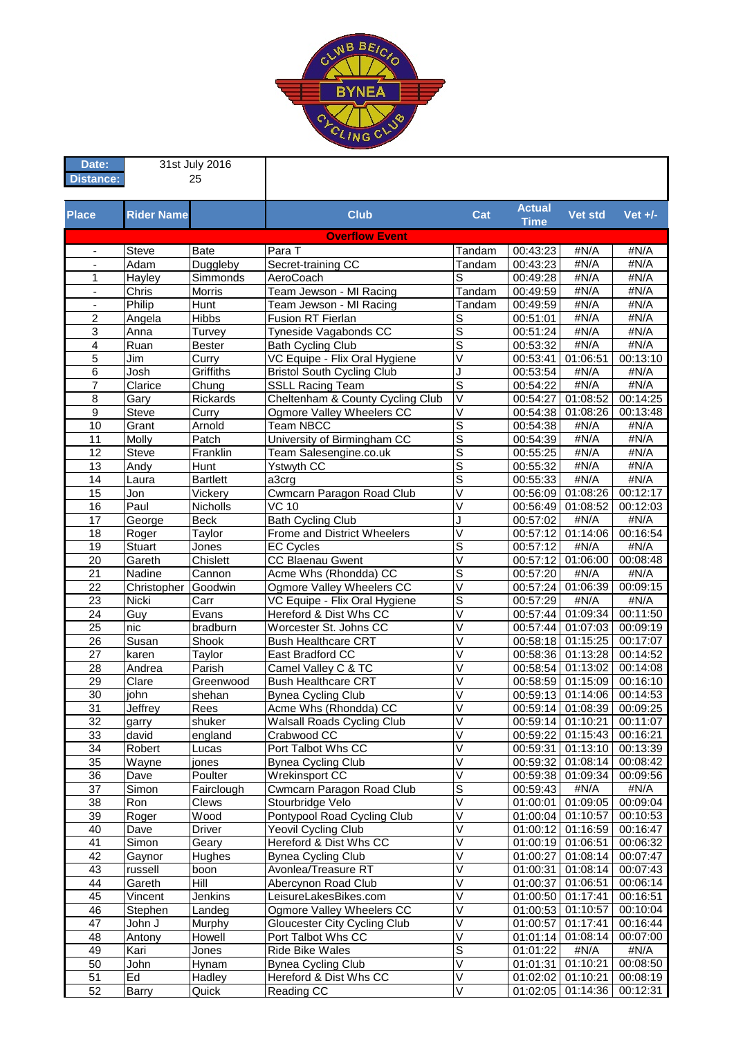| Date: | 31st July 2016 | | | | | | |
|---|---|---|---|---|---|---|---|
| Distance: | 25 | | | | | | |

| Place | Rider Name | | Club | Cat | Actual Time | Vet std | Vet +/- |
|---|---|---|---|---|---|---|---|
| | | | **Overflow Event** | | | | |
| - | Steve | Bate | Para T | Tandam | 00:43:23 | #N/A | #N/A |
| - | Adam | Duggleby | Secret-training CC | Tandam | 00:43:23 | #N/A | #N/A |
| 1 | Hayley | Simmonds | AeroCoach | S | 00:49:28 | #N/A | #N/A |
| - | Chris | Morris | Team Jewson - MI Racing | Tandam | 00:49:59 | #N/A | #N/A |
| - | Philip | Hunt | Team Jewson - MI Racing | Tandam | 00:49:59 | #N/A | #N/A |
| 2 | Angela | Hibbs | Fusion RT Fierlan | S | 00:51:01 | #N/A | #N/A |
| 3 | Anna | Turvey | Tyneside Vagabonds CC | S | 00:51:24 | #N/A | #N/A |
| 4 | Ruan | Bester | Bath Cycling Club | S | 00:53:32 | #N/A | #N/A |
| 5 | Jim | Curry | VC Equipe - Flix Oral Hygiene | V | 00:53:41 | 01:06:51 | 00:13:10 |
| 6 | Josh | Griffiths | Bristol South Cycling Club | J | 00:53:54 | #N/A | #N/A |
| 7 | Clarice | Chung | SSLL Racing Team | S | 00:54:22 | #N/A | #N/A |
| 8 | Gary | Rickards | Cheltenham & County Cycling Club | V | 00:54:27 | 01:08:52 | 00:14:25 |
| 9 | Steve | Curry | Ogmore Valley Wheelers CC | V | 00:54:38 | 01:08:26 | 00:13:48 |
| 10 | Grant | Arnold | Team NBCC | S | 00:54:38 | #N/A | #N/A |
| 11 | Molly | Patch | University of Birmingham CC | S | 00:54:39 | #N/A | #N/A |
| 12 | Steve | Franklin | Team Salesengine.co.uk | S | 00:55:25 | #N/A | #N/A |
| 13 | Andy | Hunt | Ystwyth CC | S | 00:55:32 | #N/A | #N/A |
| 14 | Laura | Bartlett | a3crg | S | 00:55:33 | #N/A | #N/A |
| 15 | Jon | Vickery | Cwmcarn Paragon Road Club | V | 00:56:09 | 01:08:26 | 00:12:17 |
| 16 | Paul | Nicholls | VC 10 | V | 00:56:49 | 01:08:52 | 00:12:03 |
| 17 | George | Beck | Bath Cycling Club | J | 00:57:02 | #N/A | #N/A |
| 18 | Roger | Taylor | Frome and District Wheelers | V | 00:57:12 | 01:14:06 | 00:16:54 |
| 19 | Stuart | Jones | EC Cycles | S | 00:57:12 | #N/A | #N/A |
| 20 | Gareth | Chislett | CC Blaenau Gwent | V | 00:57:12 | 01:06:00 | 00:08:48 |
| 21 | Nadine | Cannon | Acme Whs (Rhondda) CC | S | 00:57:20 | #N/A | #N/A |
| 22 | Christopher | Goodwin | Ogmore Valley Wheelers CC | V | 00:57:24 | 01:06:39 | 00:09:15 |
| 23 | Nicki | Carr | VC Equipe - Flix Oral Hygiene | S | 00:57:29 | #N/A | #N/A |
| 24 | Guy | Evans | Hereford & Dist Whs CC | V | 00:57:44 | 01:09:34 | 00:11:50 |
| 25 | nic | bradburn | Worcester St. Johns CC | V | 00:57:44 | 01:07:03 | 00:09:19 |
| 26 | Susan | Shook | Bush Healthcare CRT | V | 00:58:18 | 01:15:25 | 00:17:07 |
| 27 | karen | Taylor | East Bradford CC | V | 00:58:36 | 01:13:28 | 00:14:52 |
| 28 | Andrea | Parish | Camel Valley C & TC | V | 00:58:54 | 01:13:02 | 00:14:08 |
| 29 | Clare | Greenwood | Bush Healthcare CRT | V | 00:58:59 | 01:15:09 | 00:16:10 |
| 30 | john | shehan | Bynea Cycling Club | V | 00:59:13 | 01:14:06 | 00:14:53 |
| 31 | Jeffrey | Rees | Acme Whs (Rhondda) CC | V | 00:59:14 | 01:08:39 | 00:09:25 |
| 32 | garry | shuker | Walsall Roads Cycling Club | V | 00:59:14 | 01:10:21 | 00:11:07 |
| 33 | david | england | Crabwood CC | V | 00:59:22 | 01:15:43 | 00:16:21 |
| 34 | Robert | Lucas | Port Talbot Whs CC | V | 00:59:31 | 01:13:10 | 00:13:39 |
| 35 | Wayne | jones | Bynea Cycling Club | V | 00:59:32 | 01:08:14 | 00:08:42 |
| 36 | Dave | Poulter | Wrekinsport CC | V | 00:59:38 | 01:09:34 | 00:09:56 |
| 37 | Simon | Fairclough | Cwmcarn Paragon Road Club | S | 00:59:43 | #N/A | #N/A |
| 38 | Ron | Clews | Stourbridge Velo | V | 01:00:01 | 01:09:05 | 00:09:04 |
| 39 | Roger | Wood | Pontypool Road Cycling Club | V | 01:00:04 | 01:10:57 | 00:10:53 |
| 40 | Dave | Driver | Yeovil Cycling Club | V | 01:00:12 | 01:16:59 | 00:16:47 |
| 41 | Simon | Geary | Hereford & Dist Whs CC | V | 01:00:19 | 01:06:51 | 00:06:32 |
| 42 | Gaynor | Hughes | Bynea Cycling Club | V | 01:00:27 | 01:08:14 | 00:07:47 |
| 43 | russell | boon | Avonlea/Treasure RT | V | 01:00:31 | 01:08:14 | 00:07:43 |
| 44 | Gareth | Hill | Abercynon Road Club | V | 01:00:37 | 01:06:51 | 00:06:14 |
| 45 | Vincent | Jenkins | LeisureLakesBikes.com | V | 01:00:50 | 01:17:41 | 00:16:51 |
| 46 | Stephen | Landeg | Ogmore Valley Wheelers CC | V | 01:00:53 | 01:10:57 | 00:10:04 |
| 47 | John J | Murphy | Gloucester City Cycling Club | V | 01:00:57 | 01:17:41 | 00:16:44 |
| 48 | Antony | Howell | Port Talbot Whs CC | V | 01:01:14 | 01:08:14 | 00:07:00 |
| 49 | Kari | Jones | Ride Bike Wales | S | 01:01:22 | #N/A | #N/A |
| 50 | John | Hynam | Bynea Cycling Club | V | 01:01:31 | 01:10:21 | 00:08:50 |
| 51 | Ed | Hadley | Hereford & Dist Whs CC | V | 01:02:02 | 01:10:21 | 00:08:19 |
| 52 | Barry | Quick | Reading CC | V | 01:02:05 | 01:14:36 | 00:12:31 |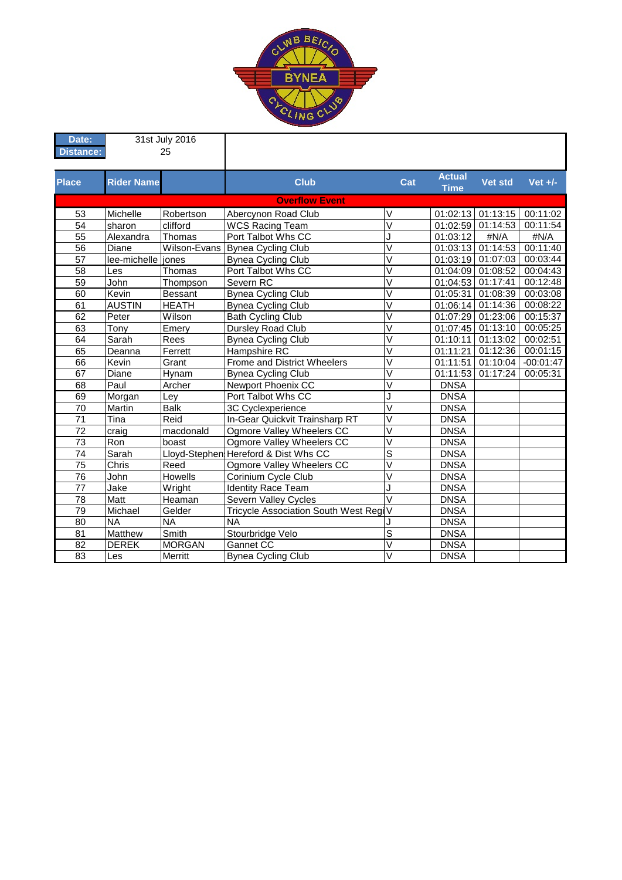| Date: | 31st July 2016 |
|---|---|
| Distance: | 25 |

| Place | Rider Name | | Club | Cat | Actual Time | Vet std | Vet +/- |
|---|---|---|---|---|---|---|---|
| **Overflow Event** | | | | | | | |
| 53 | Michelle | Robertson | Abercynon Road Club | V | 01:02:13 | 01:13:15 | 00:11:02 |
| 54 | sharon | clifford | WCS Racing Team | V | 01:02:59 | 01:14:53 | 00:11:54 |
| 55 | Alexandra | Thomas | Port Talbot Whs CC | J | 01:03:12 | #N/A | #N/A |
| 56 | Diane | Wilson-Evans | Bynea Cycling Club | V | 01:03:13 | 01:14:53 | 00:11:40 |
| 57 | lee-michelle | jones | Bynea Cycling Club | V | 01:03:19 | 01:07:03 | 00:03:44 |
| 58 | Les | Thomas | Port Talbot Whs CC | V | 01:04:09 | 01:08:52 | 00:04:43 |
| 59 | John | Thompson | Severn RC | V | 01:04:53 | 01:17:41 | 00:12:48 |
| 60 | Kevin | Bessant | Bynea Cycling Club | V | 01:05:31 | 01:08:39 | 00:03:08 |
| 61 | AUSTIN | HEATH | Bynea Cycling Club | V | 01:06:14 | 01:14:36 | 00:08:22 |
| 62 | Peter | Wilson | Bath Cycling Club | V | 01:07:29 | 01:23:06 | 00:15:37 |
| 63 | Tony | Emery | Dursley Road Club | V | 01:07:45 | 01:13:10 | 00:05:25 |
| 64 | Sarah | Rees | Bynea Cycling Club | V | 01:10:11 | 01:13:02 | 00:02:51 |
| 65 | Deanna | Ferrett | Hampshire RC | V | 01:11:21 | 01:12:36 | 00:01:15 |
| 66 | Kevin | Grant | Frome and District Wheelers | V | 01:11:51 | 01:10:04 | -00:01:47 |
| 67 | Diane | Hynam | Bynea Cycling Club | V | 01:11:53 | 01:17:24 | 00:05:31 |
| 68 | Paul | Archer | Newport Phoenix CC | V | DNSA | | |
| 69 | Morgan | Ley | Port Talbot Whs CC | J | DNSA | | |
| 70 | Martin | Balk | 3C Cyclexperience | V | DNSA | | |
| 71 | Tina | Reid | In-Gear Quickvit Trainsharp RT | V | DNSA | | |
| 72 | craig | macdonald | Ogmore Valley Wheelers CC | V | DNSA | | |
| 73 | Ron | boast | Ogmore Valley Wheelers CC | V | DNSA | | |
| 74 | Sarah | Lloyd-Stephen | Hereford & Dist Whs CC | S | DNSA | | |
| 75 | Chris | Reed | Ogmore Valley Wheelers CC | V | DNSA | | |
| 76 | John | Howells | Corinium Cycle Club | V | DNSA | | |
| 77 | Jake | Wright | Identity Race Team | J | DNSA | | |
| 78 | Matt | Heaman | Severn Valley Cycles | V | DNSA | | |
| 79 | Michael | Gelder | Tricycle Association South West Regi | V | DNSA | | |
| 80 | NA | NA | NA | J | DNSA | | |
| 81 | Matthew | Smith | Stourbridge Velo | S | DNSA | | |
| 82 | DEREK | MORGAN | Gannet CC | V | DNSA | | |
| 83 | Les | Merritt | Bynea Cycling Club | V | DNSA | | |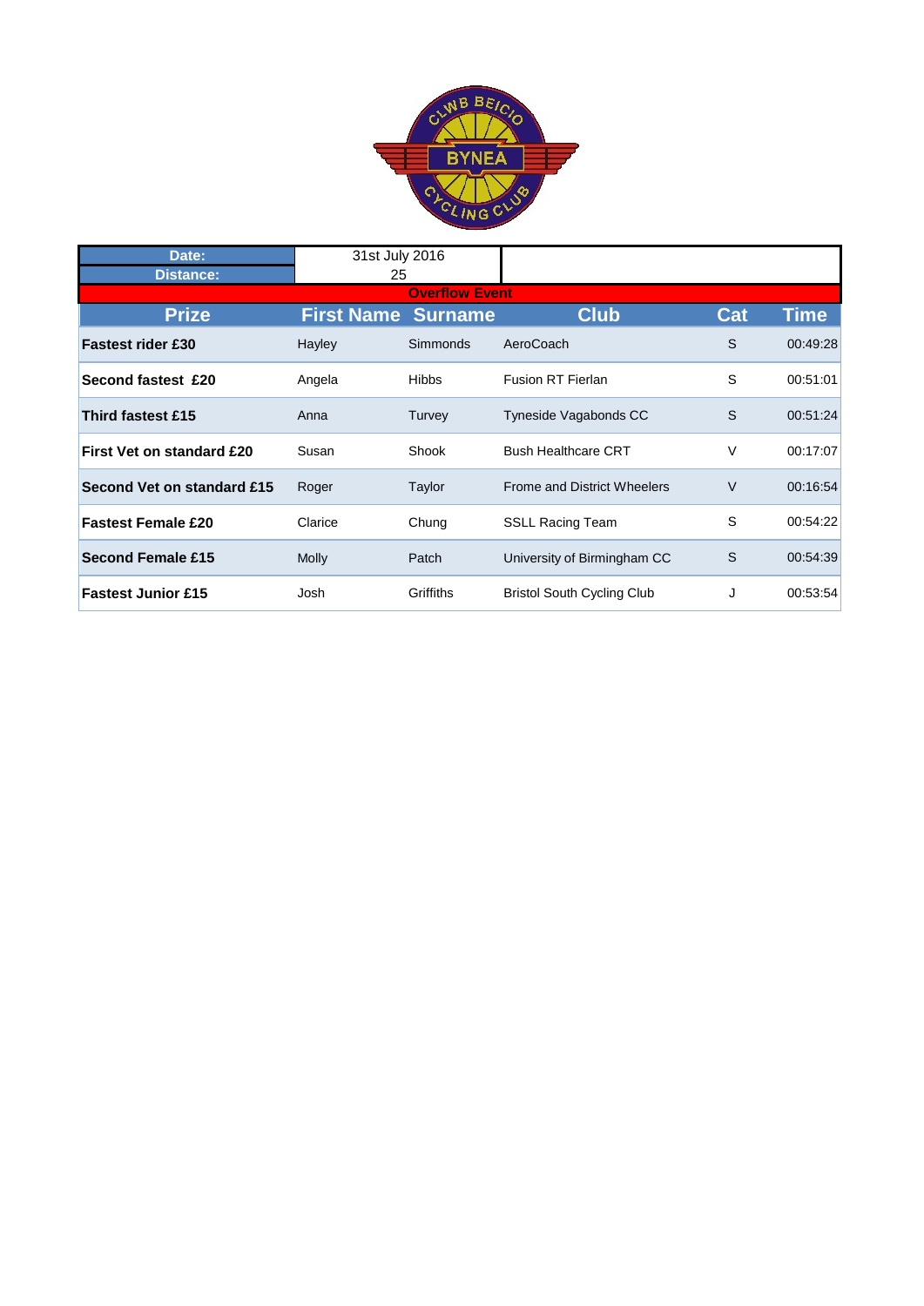| Date: | 31st July 2016 | | | | |
|---|---|---|---|---|---|
| Distance: | 25 | | | | |
| **Overflow Event** | | | | | |
| **Prize** | **First Name** | **Surname** | **Club** | **Cat** | **Time** |
| **Fastest rider £30** | Hayley | Simmonds | AeroCoach | S | 00:49:28 |
| **Second fastest £20** | Angela | Hibbs | Fusion RT Fierlan | S | 00:51:01 |
| **Third fastest £15** | Anna | Turvey | Tyneside Vagabonds CC | S | 00:51:24 |
| **First Vet on standard £20** | Susan | Shook | Bush Healthcare CRT | V | 00:17:07 |
| **Second Vet on standard £15** | Roger | Taylor | Frome and District Wheelers | V | 00:16:54 |
| **Fastest Female £20** | Clarice | Chung | SSLL Racing Team | S | 00:54:22 |
| **Second Female £15** | Molly | Patch | University of Birmingham CC | S | 00:54:39 |
| **Fastest Junior £15** | Josh | Griffiths | Bristol South Cycling Club | J | 00:53:54 |